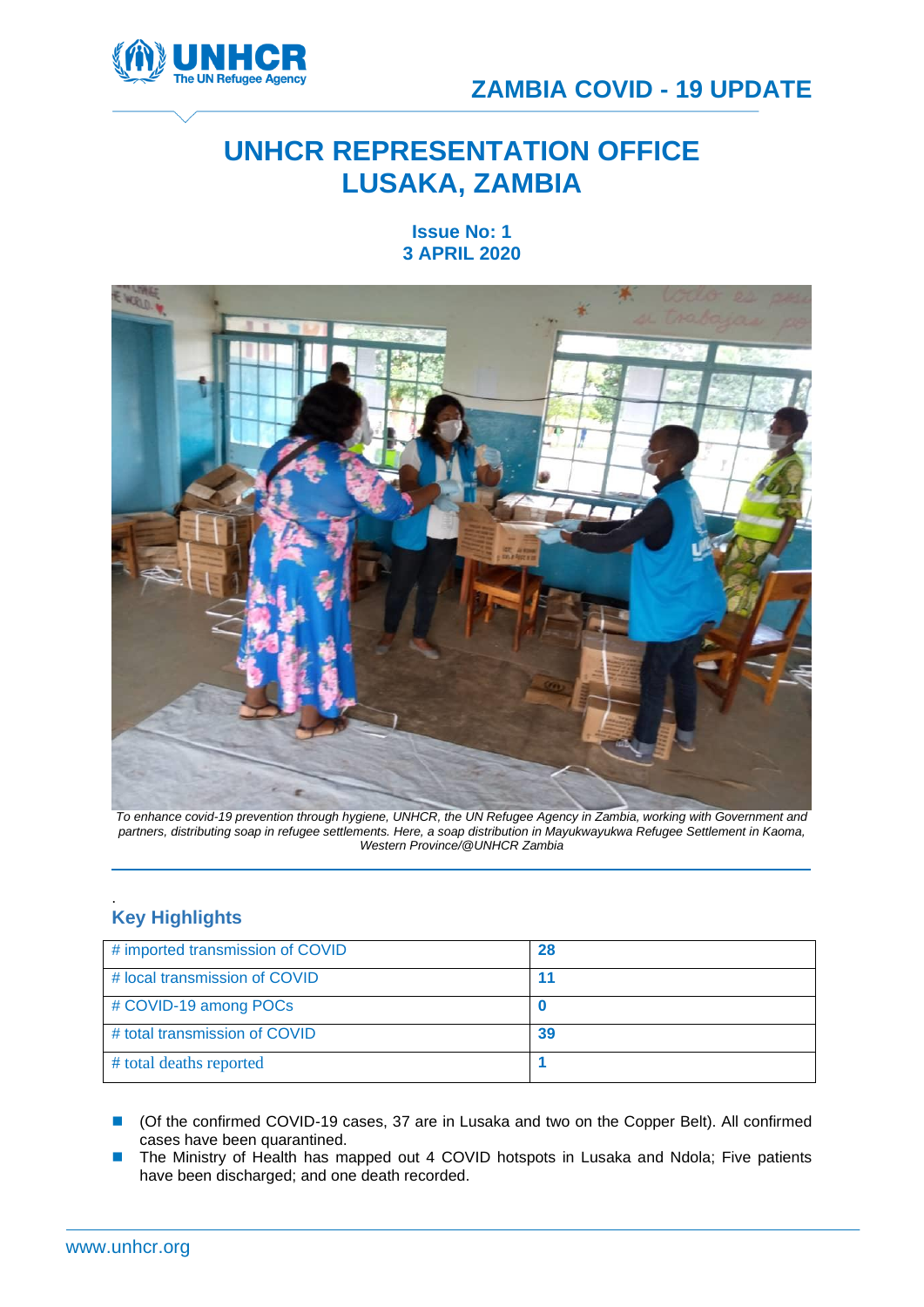# ZAMBIA COVID - 19 UPDATE

# UNHCR REPRESENTATION OFFICE LUSAKA, ZAMBIA

**Issue No: 1**
**3 APRIL 2020**

*To enhance covid-19 prevention through hygiene, UNHCR, the UN Refugee Agency in Zambia, working with Government and partners, distributing soap in refugee settlements. Here, a soap distribution in Mayukwayukwa Refugee Settlement in Kaoma, Western Province/@UNHCR Zambia*

## Key Highlights

| | |
|---|---|
| # imported transmission of COVID | **28** |
| # local transmission of COVID | **11** |
| # COVID-19 among POCs | **0** |
| # total transmission of COVID | **39** |
| # total deaths reported | **1** |

- (Of the confirmed COVID-19 cases, 37 are in Lusaka and two on the Copper Belt). All confirmed cases have been quarantined.
- The Ministry of Health has mapped out 4 COVID hotspots in Lusaka and Ndola; Five patients have been discharged; and one death recorded.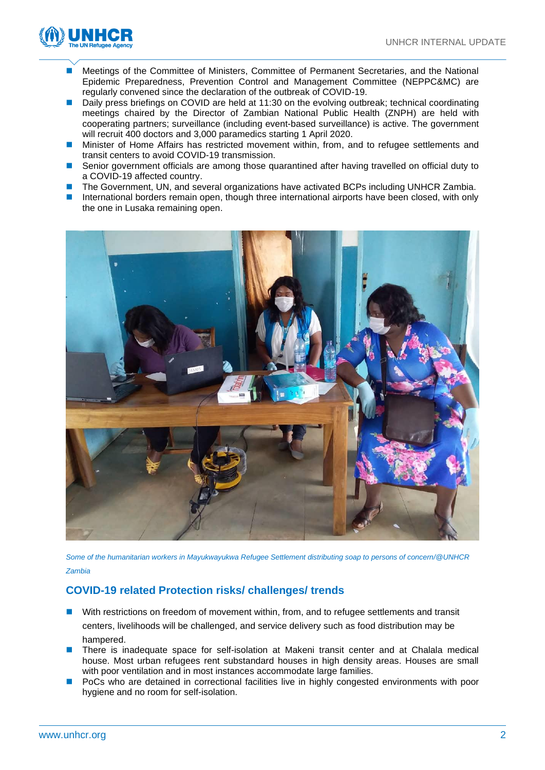- Meetings of the Committee of Ministers, Committee of Permanent Secretaries, and the National Epidemic Preparedness, Prevention Control and Management Committee (NEPPC&MC) are regularly convened since the declaration of the outbreak of COVID-19.
- Daily press briefings on COVID are held at 11:30 on the evolving outbreak; technical coordinating meetings chaired by the Director of Zambian National Public Health (ZNPH) are held with cooperating partners; surveillance (including event-based surveillance) is active. The government will recruit 400 doctors and 3,000 paramedics starting 1 April 2020.
- Minister of Home Affairs has restricted movement within, from, and to refugee settlements and transit centers to avoid COVID-19 transmission.
- Senior government officials are among those quarantined after having travelled on official duty to a COVID-19 affected country.
- The Government, UN, and several organizations have activated BCPs including UNHCR Zambia.
- International borders remain open, though three international airports have been closed, with only the one in Lusaka remaining open.

*Some of the humanitarian workers in Mayukwayukwa Refugee Settlement distributing soap to persons of concern/@UNHCR Zambia*

## COVID-19 related Protection risks/ challenges/ trends

- With restrictions on freedom of movement within, from, and to refugee settlements and transit centers, livelihoods will be challenged, and service delivery such as food distribution may be hampered.
- There is inadequate space for self-isolation at Makeni transit center and at Chalala medical house. Most urban refugees rent substandard houses in high density areas. Houses are small with poor ventilation and in most instances accommodate large families.
- PoCs who are detained in correctional facilities live in highly congested environments with poor hygiene and no room for self-isolation.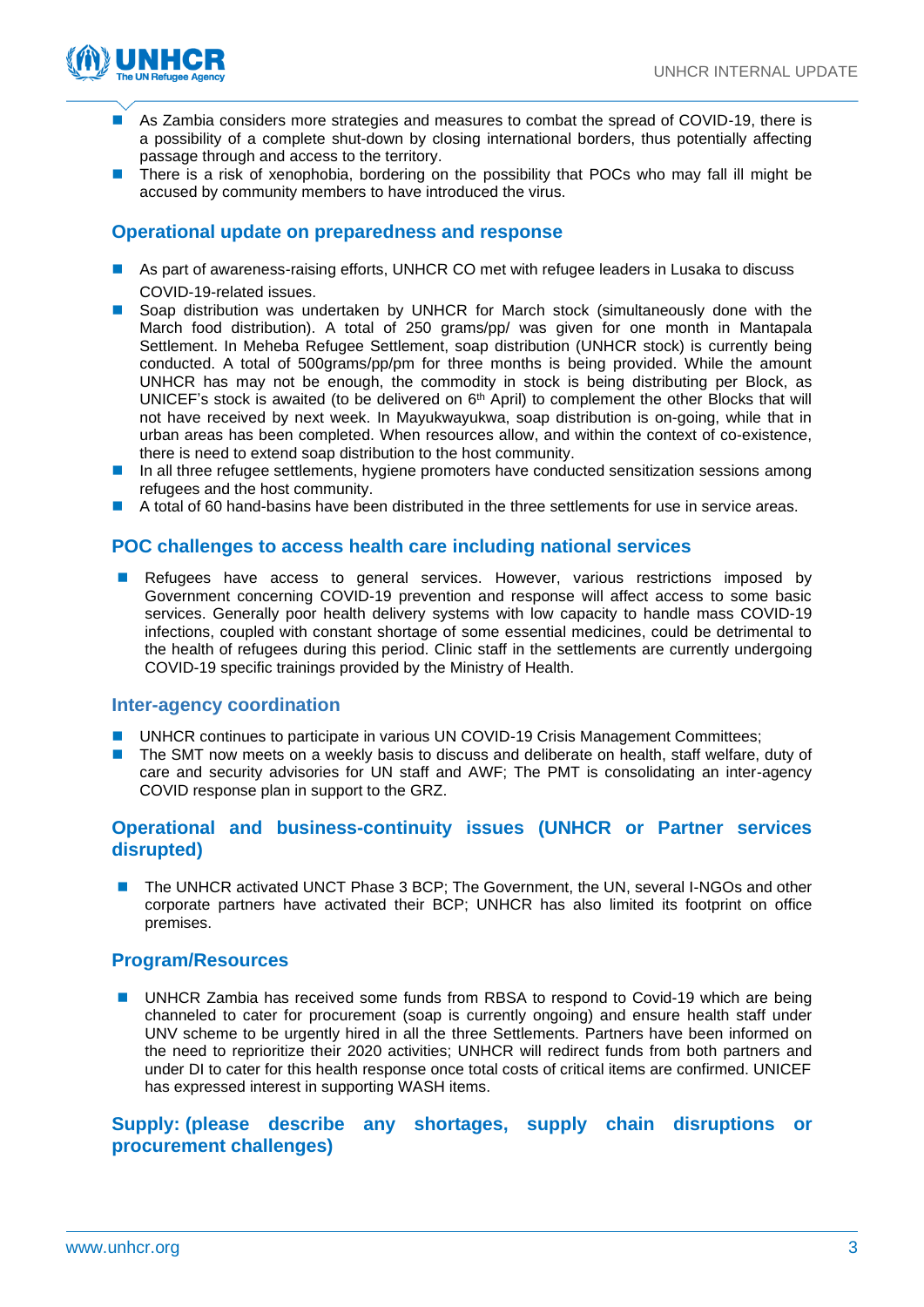- As Zambia considers more strategies and measures to combat the spread of COVID-19, there is a possibility of a complete shut-down by closing international borders, thus potentially affecting passage through and access to the territory.
- There is a risk of xenophobia, bordering on the possibility that POCs who may fall ill might be accused by community members to have introduced the virus.

## Operational update on preparedness and response

- As part of awareness-raising efforts, UNHCR CO met with refugee leaders in Lusaka to discuss COVID-19-related issues.
- Soap distribution was undertaken by UNHCR for March stock (simultaneously done with the March food distribution). A total of 250 grams/pp/ was given for one month in Mantapala Settlement. In Meheba Refugee Settlement, soap distribution (UNHCR stock) is currently being conducted. A total of 500grams/pp/pm for three months is being provided. While the amount UNHCR has may not be enough, the commodity in stock is being distributing per Block, as UNICEF's stock is awaited (to be delivered on 6th April) to complement the other Blocks that will not have received by next week. In Mayukwayukwa, soap distribution is on-going, while that in urban areas has been completed. When resources allow, and within the context of co-existence, there is need to extend soap distribution to the host community.
- In all three refugee settlements, hygiene promoters have conducted sensitization sessions among refugees and the host community.
- A total of 60 hand-basins have been distributed in the three settlements for use in service areas.

## POC challenges to access health care including national services

- Refugees have access to general services. However, various restrictions imposed by Government concerning COVID-19 prevention and response will affect access to some basic services. Generally poor health delivery systems with low capacity to handle mass COVID-19 infections, coupled with constant shortage of some essential medicines, could be detrimental to the health of refugees during this period. Clinic staff in the settlements are currently undergoing COVID-19 specific trainings provided by the Ministry of Health.

## Inter-agency coordination

- UNHCR continues to participate in various UN COVID-19 Crisis Management Committees;
- The SMT now meets on a weekly basis to discuss and deliberate on health, staff welfare, duty of care and security advisories for UN staff and AWF; The PMT is consolidating an inter-agency COVID response plan in support to the GRZ.

## Operational and business-continuity issues (UNHCR or Partner services disrupted)

- The UNHCR activated UNCT Phase 3 BCP; The Government, the UN, several I-NGOs and other corporate partners have activated their BCP; UNHCR has also limited its footprint on office premises.

## Program/Resources

- UNHCR Zambia has received some funds from RBSA to respond to Covid-19 which are being channeled to cater for procurement (soap is currently ongoing) and ensure health staff under UNV scheme to be urgently hired in all the three Settlements. Partners have been informed on the need to reprioritize their 2020 activities; UNHCR will redirect funds from both partners and under DI to cater for this health response once total costs of critical items are confirmed. UNICEF has expressed interest in supporting WASH items.

## Supply: (please describe any shortages, supply chain disruptions or procurement challenges)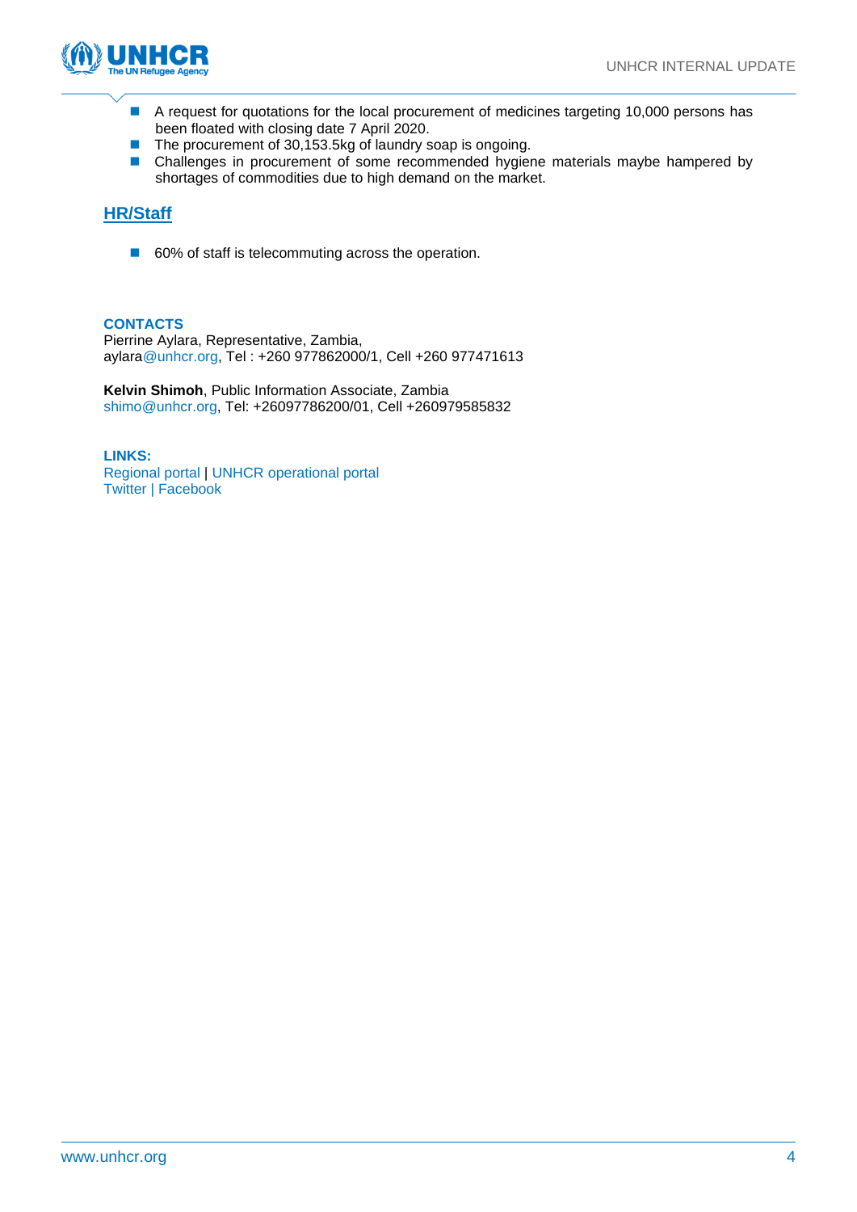- A request for quotations for the local procurement of medicines targeting 10,000 persons has been floated with closing date 7 April 2020.
- The procurement of 30,153.5kg of laundry soap is ongoing.
- Challenges in procurement of some recommended hygiene materials maybe hampered by shortages of commodities due to high demand on the market.

## HR/Staff

- 60% of staff is telecommuting across the operation.

**CONTACTS**

Pierrine Aylara, Representative, Zambia,
aylara@unhcr.org, Tel : +260 977862000/1, Cell +260 977471613

**Kelvin Shimoh**, Public Information Associate, Zambia
shimo@unhcr.org, Tel: +26097786200/01, Cell +260979585832

**LINKS:**

Regional portal | UNHCR operational portal
Twitter | Facebook